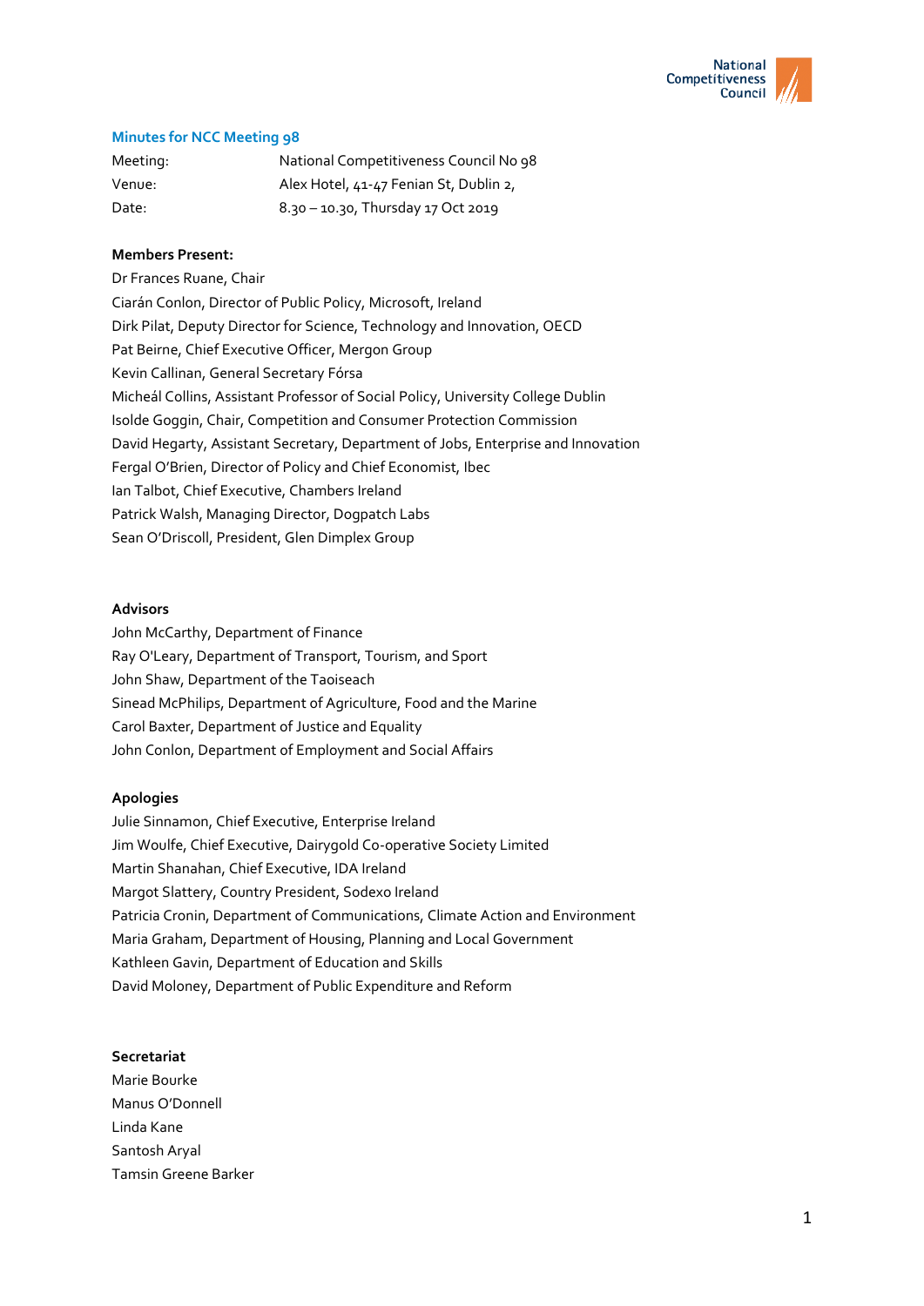## Minutes for NCC Meeting 98

| | |
|---|---|
| Meeting: | National Competitiveness Council No 98 |
| Venue: | Alex Hotel, 41-47 Fenian St, Dublin 2, |
| Date: | 8.30 – 10.30, Thursday 17 Oct 2019 |

**Members Present:**

Dr Frances Ruane, Chair
Ciarán Conlon, Director of Public Policy, Microsoft, Ireland
Dirk Pilat, Deputy Director for Science, Technology and Innovation, OECD
Pat Beirne, Chief Executive Officer, Mergon Group
Kevin Callinan, General Secretary Fórsa
Micheál Collins, Assistant Professor of Social Policy, University College Dublin
Isolde Goggin, Chair, Competition and Consumer Protection Commission
David Hegarty, Assistant Secretary, Department of Jobs, Enterprise and Innovation
Fergal O'Brien, Director of Policy and Chief Economist, Ibec
Ian Talbot, Chief Executive, Chambers Ireland
Patrick Walsh, Managing Director, Dogpatch Labs
Sean O'Driscoll, President, Glen Dimplex Group

**Advisors**

John McCarthy, Department of Finance
Ray O'Leary, Department of Transport, Tourism, and Sport
John Shaw, Department of the Taoiseach
Sinead McPhilips, Department of Agriculture, Food and the Marine
Carol Baxter, Department of Justice and Equality
John Conlon, Department of Employment and Social Affairs

**Apologies**

Julie Sinnamon, Chief Executive, Enterprise Ireland
Jim Woulfe, Chief Executive, Dairygold Co-operative Society Limited
Martin Shanahan, Chief Executive, IDA Ireland
Margot Slattery, Country President, Sodexo Ireland
Patricia Cronin, Department of Communications, Climate Action and Environment
Maria Graham, Department of Housing, Planning and Local Government
Kathleen Gavin, Department of Education and Skills
David Moloney, Department of Public Expenditure and Reform

**Secretariat**

Marie Bourke
Manus O'Donnell
Linda Kane
Santosh Aryal
Tamsin Greene Barker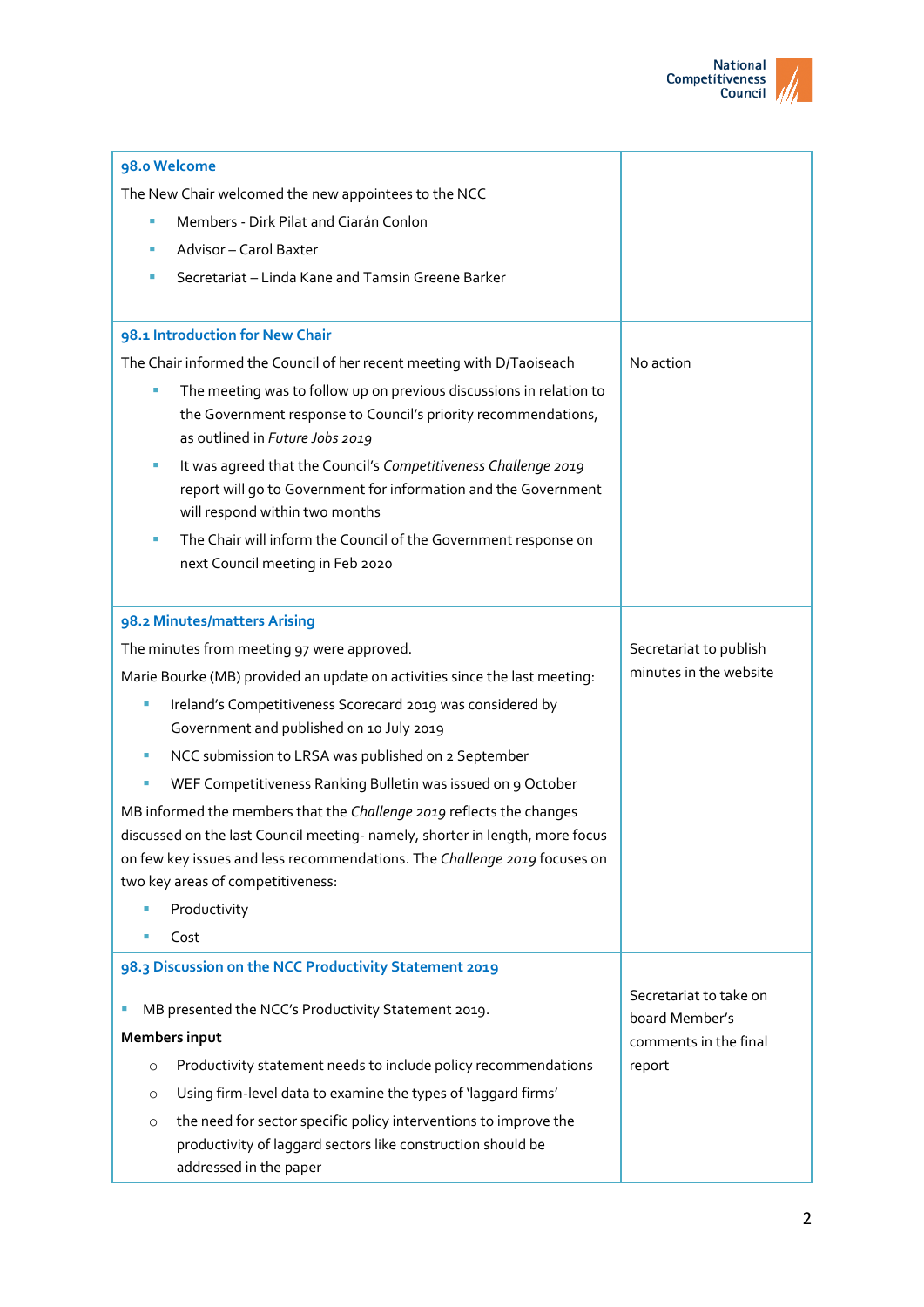| | |
|---|---|
| **98.0 Welcome**<br>The New Chair welcomed the new appointees to the NCC<br>- Members - Dirk Pilat and Ciarán Conlon<br>- Advisor – Carol Baxter<br>- Secretariat – Linda Kane and Tamsin Greene Barker | |
| **98.1 Introduction for New Chair**<br>The Chair informed the Council of her recent meeting with D/Taoiseach<br>- The meeting was to follow up on previous discussions in relation to the Government response to Council's priority recommendations, as outlined in *Future Jobs 2019*<br>- It was agreed that the Council's *Competitiveness Challenge 2019* report will go to Government for information and the Government will respond within two months<br>- The Chair will inform the Council of the Government response on next Council meeting in Feb 2020 | No action |
| **98.2 Minutes/matters Arising**<br>The minutes from meeting 97 were approved.<br>Marie Bourke (MB) provided an update on activities since the last meeting:<br>- Ireland's Competitiveness Scorecard 2019 was considered by Government and published on 10 July 2019<br>- NCC submission to LRSA was published on 2 September<br>- WEF Competitiveness Ranking Bulletin was issued on 9 October<br>MB informed the members that the *Challenge 2019* reflects the changes discussed on the last Council meeting- namely, shorter in length, more focus on few key issues and less recommendations. The *Challenge 2019* focuses on two key areas of competitiveness:<br>- Productivity<br>- Cost | Secretariat to publish minutes in the website |
| **98.3 Discussion on the NCC Productivity Statement 2019**<br>- MB presented the NCC's Productivity Statement 2019.<br>**Members input**<br>- Productivity statement needs to include policy recommendations<br>- Using firm-level data to examine the types of 'laggard firms'<br>- the need for sector specific policy interventions to improve the productivity of laggard sectors like construction should be addressed in the paper | Secretariat to take on board Member's comments in the final report |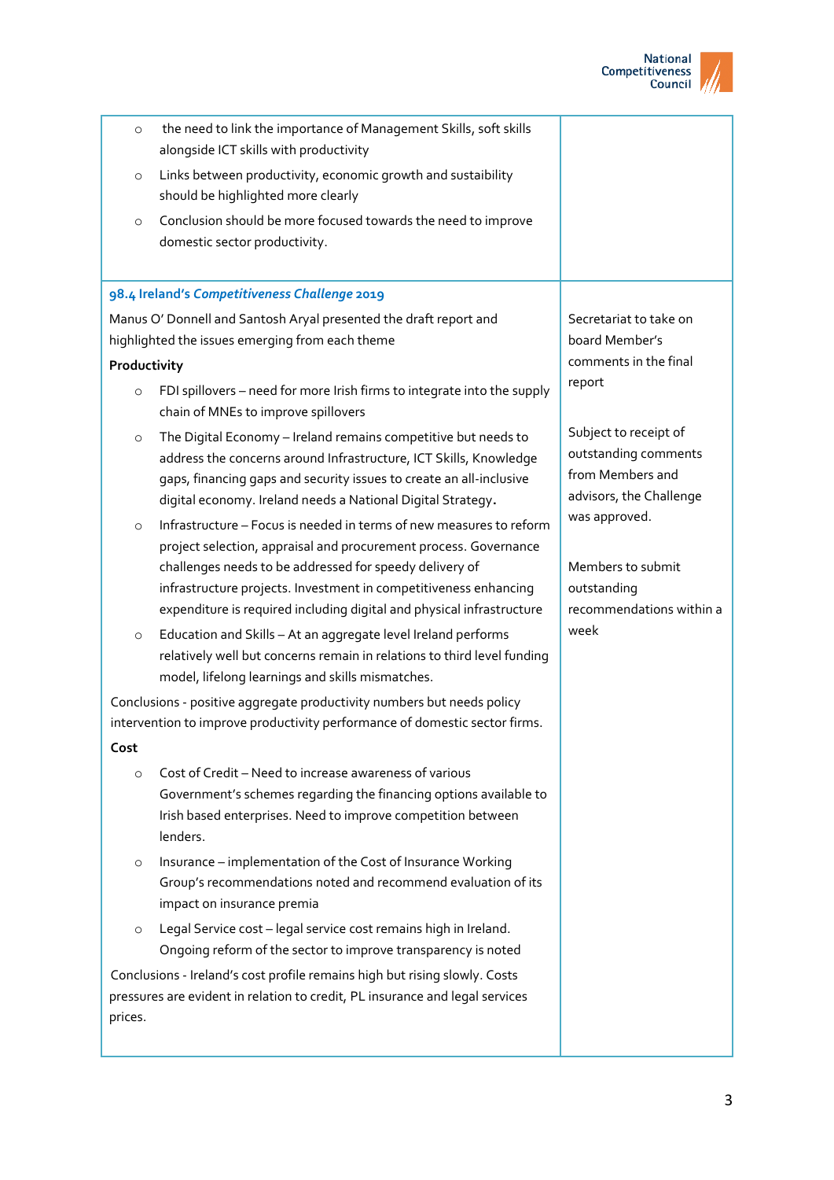| | |
|---|---|
| ◦ the need to link the importance of Management Skills, soft skills alongside ICT skills with productivity<br>◦ Links between productivity, economic growth and sustainability should be highlighted more clearly<br>◦ Conclusion should be more focused towards the need to improve domestic sector productivity. | |
| **98.4 Ireland's *Competitiveness Challenge* 2019**<br><br>Manus O' Donnell and Santosh Aryal presented the draft report and highlighted the issues emerging from each theme<br><br>**Productivity**<br><br>◦ FDI spillovers – need for more Irish firms to integrate into the supply chain of MNEs to improve spillovers<br>◦ The Digital Economy – Ireland remains competitive but needs to address the concerns around Infrastructure, ICT Skills, Knowledge gaps, financing gaps and security issues to create an all-inclusive digital economy. Ireland needs a National Digital Strategy.<br>◦ Infrastructure – Focus is needed in terms of new measures to reform project selection, appraisal and procurement process. Governance challenges needs to be addressed for speedy delivery of infrastructure projects. Investment in competitiveness enhancing expenditure is required including digital and physical infrastructure<br>◦ Education and Skills – At an aggregate level Ireland performs relatively well but concerns remain in relations to third level funding model, lifelong learnings and skills mismatches.<br><br>Conclusions - positive aggregate productivity numbers but needs policy intervention to improve productivity performance of domestic sector firms.<br><br>**Cost**<br><br>◦ Cost of Credit – Need to increase awareness of various Government's schemes regarding the financing options available to Irish based enterprises. Need to improve competition between lenders.<br>◦ Insurance – implementation of the Cost of Insurance Working Group's recommendations noted and recommend evaluation of its impact on insurance premia<br>◦ Legal Service cost – legal service cost remains high in Ireland. Ongoing reform of the sector to improve transparency is noted<br><br>Conclusions - Ireland's cost profile remains high but rising slowly. Costs pressures are evident in relation to credit, PL insurance and legal services prices. | Secretariat to take on board Member's comments in the final report<br><br>Subject to receipt of outstanding comments from Members and advisors, the Challenge was approved.<br><br>Members to submit outstanding recommendations within a week |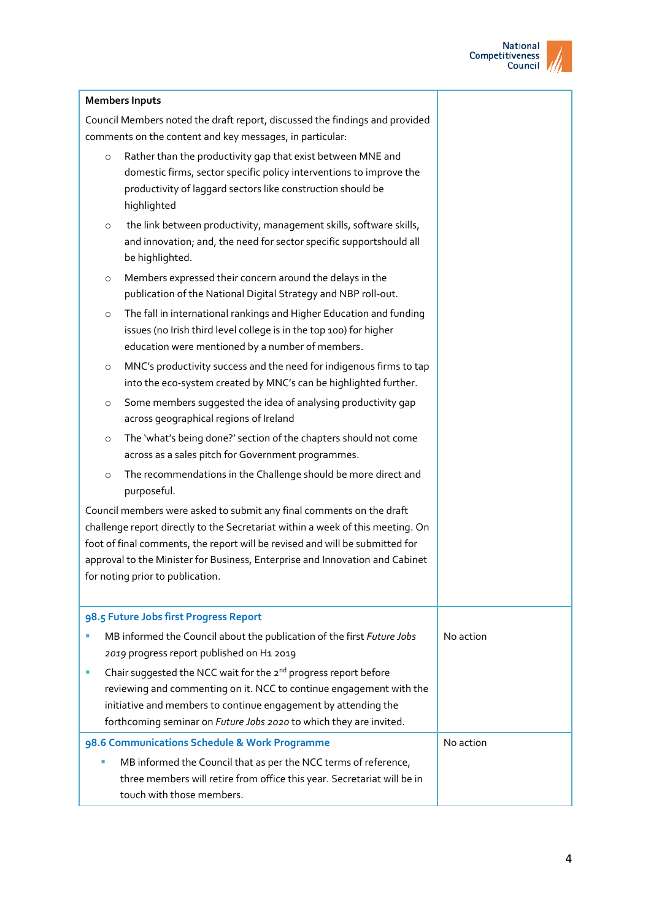| | |
|---|---|
| **Members Inputs**<br><br>Council Members noted the draft report, discussed the findings and provided comments on the content and key messages, in particular:<br><br>○ Rather than the productivity gap that exist between MNE and domestic firms, sector specific policy interventions to improve the productivity of laggard sectors like construction should be highlighted<br><br>○ the link between productivity, management skills, software skills, and innovation; and, the need for sector specific supportshould all be highlighted.<br><br>○ Members expressed their concern around the delays in the publication of the National Digital Strategy and NBP roll-out.<br><br>○ The fall in international rankings and Higher Education and funding issues (no Irish third level college is in the top 100) for higher education were mentioned by a number of members.<br><br>○ MNC's productivity success and the need for indigenous firms to tap into the eco-system created by MNC's can be highlighted further.<br><br>○ Some members suggested the idea of analysing productivity gap across geographical regions of Ireland<br><br>○ The 'what's being done?' section of the chapters should not come across as a sales pitch for Government programmes.<br><br>○ The recommendations in the Challenge should be more direct and purposeful.<br><br>Council members were asked to submit any final comments on the draft challenge report directly to the Secretariat within a week of this meeting. On foot of final comments, the report will be revised and will be submitted for approval to the Minister for Business, Enterprise and Innovation and Cabinet for noting prior to publication. | |
| **98.5 Future Jobs first Progress Report**<br><br>▪ MB informed the Council about the publication of the first *Future Jobs 2019* progress report published on H1 2019<br><br>▪ Chair suggested the NCC wait for the 2nd progress report before reviewing and commenting on it. NCC to continue engagement with the initiative and members to continue engagement by attending the forthcoming seminar on *Future Jobs 2020* to which they are invited. | No action |
| **98.6 Communications Schedule & Work Programme**<br><br>▪ MB informed the Council that as per the NCC terms of reference, three members will retire from office this year. Secretariat will be in touch with those members. | No action |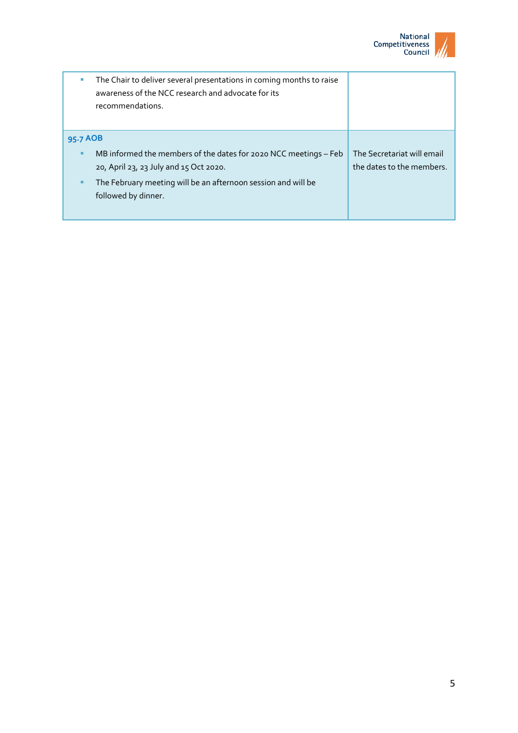| | |
|---|---|
| - The Chair to deliver several presentations in coming months to raise awareness of the NCC research and advocate for its recommendations. | |
| **95.7 AOB**<br>- MB informed the members of the dates for 2020 NCC meetings – Feb 20, April 23, 23 July and 15 Oct 2020.<br>- The February meeting will be an afternoon session and will be followed by dinner. | The Secretariat will email the dates to the members. |